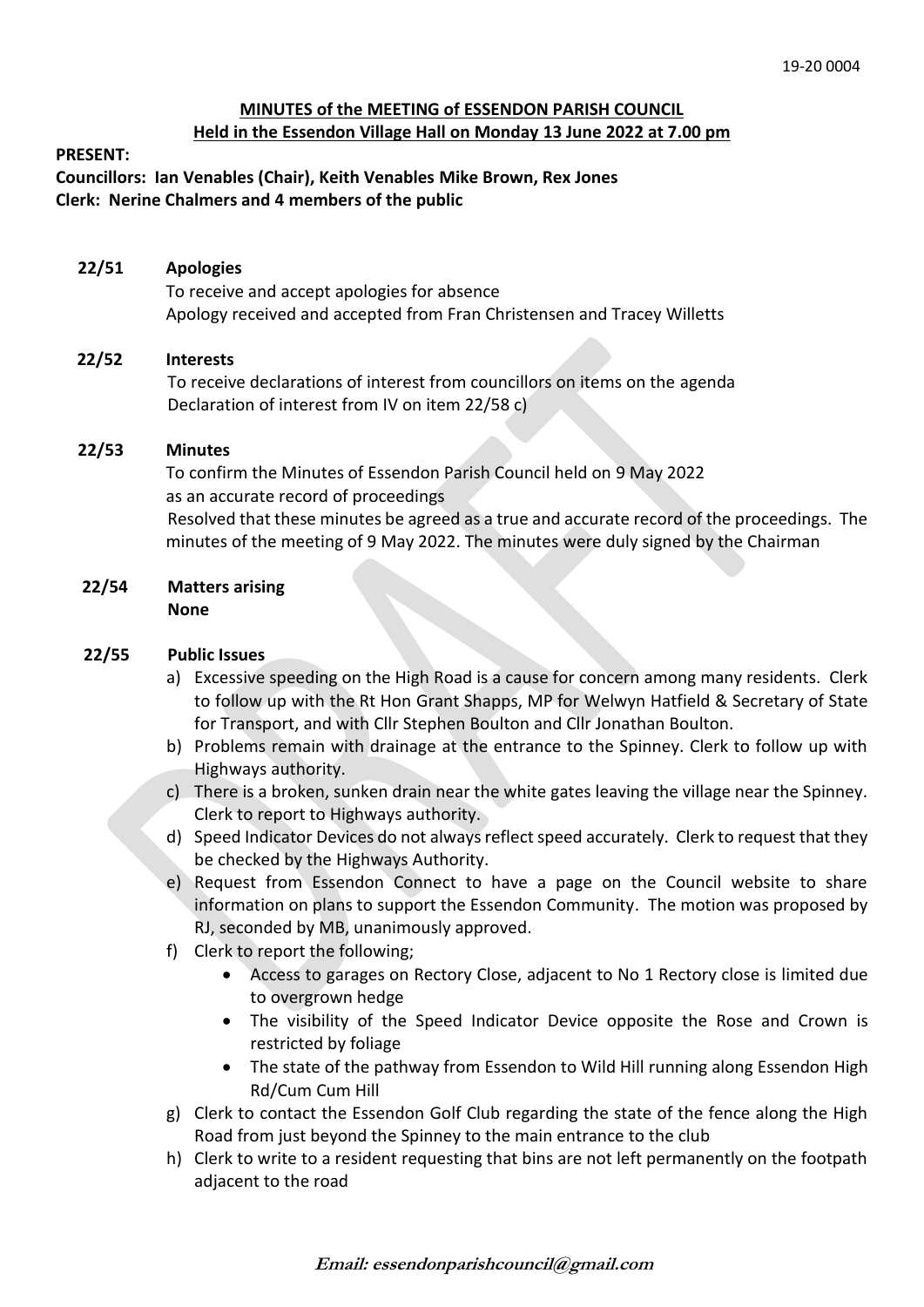**MINUTES of the MEETING of ESSENDON PARISH COUNCIL**
**Held in the Essendon Village Hall on Monday 13 June 2022 at 7.00 pm**

**PRESENT:**
**Councillors: Ian Venables (Chair), Keith Venables Mike Brown, Rex Jones**
**Clerk: Nerine Chalmers and 4 members of the public**

**22/51 Apologies**

To receive and accept apologies for absence
Apology received and accepted from Fran Christensen and Tracey Willetts

**22/52 Interests**

To receive declarations of interest from councillors on items on the agenda
Declaration of interest from IV on item 22/58 c)

**22/53 Minutes**

To confirm the Minutes of Essendon Parish Council held on 9 May 2022 as an accurate record of proceedings
Resolved that these minutes be agreed as a true and accurate record of the proceedings. The minutes of the meeting of 9 May 2022. The minutes were duly signed by the Chairman

**22/54 Matters arising**
**None**

**22/55 Public Issues**

a) Excessive speeding on the High Road is a cause for concern among many residents. Clerk to follow up with the Rt Hon Grant Shapps, MP for Welwyn Hatfield & Secretary of State for Transport, and with Cllr Stephen Boulton and Cllr Jonathan Boulton.
b) Problems remain with drainage at the entrance to the Spinney. Clerk to follow up with Highways authority.
c) There is a broken, sunken drain near the white gates leaving the village near the Spinney. Clerk to report to Highways authority.
d) Speed Indicator Devices do not always reflect speed accurately. Clerk to request that they be checked by the Highways Authority.
e) Request from Essendon Connect to have a page on the Council website to share information on plans to support the Essendon Community. The motion was proposed by RJ, seconded by MB, unanimously approved.
f) Clerk to report the following;
   - Access to garages on Rectory Close, adjacent to No 1 Rectory close is limited due to overgrown hedge
   - The visibility of the Speed Indicator Device opposite the Rose and Crown is restricted by foliage
   - The state of the pathway from Essendon to Wild Hill running along Essendon High Rd/Cum Cum Hill
g) Clerk to contact the Essendon Golf Club regarding the state of the fence along the High Road from just beyond the Spinney to the main entrance to the club
h) Clerk to write to a resident requesting that bins are not left permanently on the footpath adjacent to the road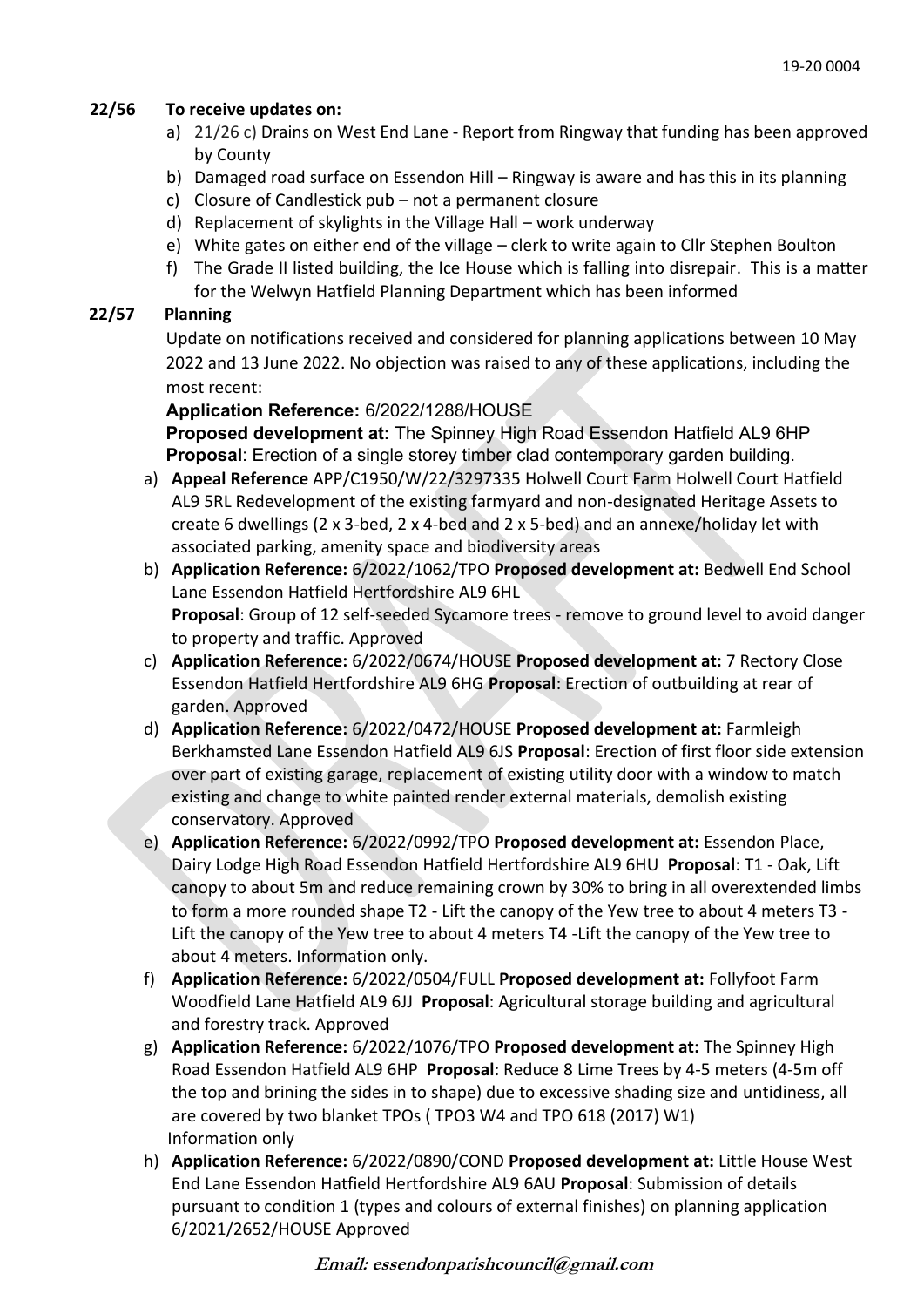**22/56 To receive updates on:**

a) 21/26 c) Drains on West End Lane - Report from Ringway that funding has been approved by County
b) Damaged road surface on Essendon Hill – Ringway is aware and has this in its planning
c) Closure of Candlestick pub – not a permanent closure
d) Replacement of skylights in the Village Hall – work underway
e) White gates on either end of the village – clerk to write again to Cllr Stephen Boulton
f) The Grade II listed building, the Ice House which is falling into disrepair. This is a matter for the Welwyn Hatfield Planning Department which has been informed

**22/57 Planning**

Update on notifications received and considered for planning applications between 10 May 2022 and 13 June 2022. No objection was raised to any of these applications, including the most recent:

**Application Reference:** 6/2022/1288/HOUSE
**Proposed development at:** The Spinney High Road Essendon Hatfield AL9 6HP
**Proposal**: Erection of a single storey timber clad contemporary garden building.

a) **Appeal Reference** APP/C1950/W/22/3297335 Holwell Court Farm Holwell Court Hatfield AL9 5RL Redevelopment of the existing farmyard and non-designated Heritage Assets to create 6 dwellings (2 x 3-bed, 2 x 4-bed and 2 x 5-bed) and an annexe/holiday let with associated parking, amenity space and biodiversity areas
b) **Application Reference:** 6/2022/1062/TPO **Proposed development at:** Bedwell End School Lane Essendon Hatfield Hertfordshire AL9 6HL
**Proposal**: Group of 12 self-seeded Sycamore trees - remove to ground level to avoid danger to property and traffic. Approved
c) **Application Reference:** 6/2022/0674/HOUSE **Proposed development at:** 7 Rectory Close Essendon Hatfield Hertfordshire AL9 6HG **Proposal**: Erection of outbuilding at rear of garden. Approved
d) **Application Reference:** 6/2022/0472/HOUSE **Proposed development at:** Farmleigh Berkhamsted Lane Essendon Hatfield AL9 6JS **Proposal**: Erection of first floor side extension over part of existing garage, replacement of existing utility door with a window to match existing and change to white painted render external materials, demolish existing conservatory. Approved
e) **Application Reference:** 6/2022/0992/TPO **Proposed development at:** Essendon Place, Dairy Lodge High Road Essendon Hatfield Hertfordshire AL9 6HU **Proposal**: T1 - Oak, Lift canopy to about 5m and reduce remaining crown by 30% to bring in all overextended limbs to form a more rounded shape T2 - Lift the canopy of the Yew tree to about 4 meters T3 - Lift the canopy of the Yew tree to about 4 meters T4 -Lift the canopy of the Yew tree to about 4 meters. Information only.
f) **Application Reference:** 6/2022/0504/FULL **Proposed development at:** Follyfoot Farm Woodfield Lane Hatfield AL9 6JJ **Proposal**: Agricultural storage building and agricultural and forestry track. Approved
g) **Application Reference:** 6/2022/1076/TPO **Proposed development at:** The Spinney High Road Essendon Hatfield AL9 6HP **Proposal**: Reduce 8 Lime Trees by 4-5 meters (4-5m off the top and brining the sides in to shape) due to excessive shading size and untidiness, all are covered by two blanket TPOs ( TPO3 W4 and TPO 618 (2017) W1)
Information only
h) **Application Reference:** 6/2022/0890/COND **Proposed development at:** Little House West End Lane Essendon Hatfield Hertfordshire AL9 6AU **Proposal**: Submission of details pursuant to condition 1 (types and colours of external finishes) on planning application 6/2021/2652/HOUSE Approved

***Email: essendonparishcouncil@gmail.com***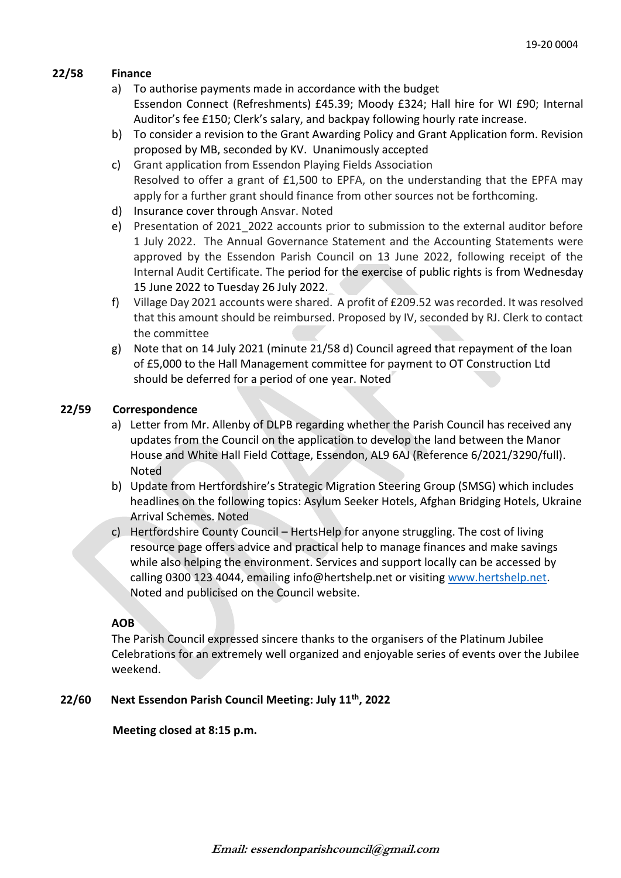**22/58 Finance**

a) To authorise payments made in accordance with the budget
Essendon Connect (Refreshments) £45.39; Moody £324; Hall hire for WI £90; Internal Auditor's fee £150; Clerk's salary, and backpay following hourly rate increase.

b) To consider a revision to the Grant Awarding Policy and Grant Application form. Revision proposed by MB, seconded by KV. Unanimously accepted

c) Grant application from Essendon Playing Fields Association
Resolved to offer a grant of £1,500 to EPFA, on the understanding that the EPFA may apply for a further grant should finance from other sources not be forthcoming.

d) Insurance cover through Ansvar. Noted

e) Presentation of 2021_2022 accounts prior to submission to the external auditor before 1 July 2022. The Annual Governance Statement and the Accounting Statements were approved by the Essendon Parish Council on 13 June 2022, following receipt of the Internal Audit Certificate. The period for the exercise of public rights is from Wednesday 15 June 2022 to Tuesday 26 July 2022.

f) Village Day 2021 accounts were shared. A profit of £209.52 was recorded. It was resolved that this amount should be reimbursed. Proposed by IV, seconded by RJ. Clerk to contact the committee

g) Note that on 14 July 2021 (minute 21/58 d) Council agreed that repayment of the loan of £5,000 to the Hall Management committee for payment to OT Construction Ltd should be deferred for a period of one year. Noted

**22/59 Correspondence**

a) Letter from Mr. Allenby of DLPB regarding whether the Parish Council has received any updates from the Council on the application to develop the land between the Manor House and White Hall Field Cottage, Essendon, AL9 6AJ (Reference 6/2021/3290/full). Noted

b) Update from Hertfordshire's Strategic Migration Steering Group (SMSG) which includes headlines on the following topics: Asylum Seeker Hotels, Afghan Bridging Hotels, Ukraine Arrival Schemes. Noted

c) Hertfordshire County Council – HertsHelp for anyone struggling. The cost of living resource page offers advice and practical help to manage finances and make savings while also helping the environment. Services and support locally can be accessed by calling 0300 123 4044, emailing info@hertshelp.net or visiting www.hertshelp.net. Noted and publicised on the Council website.

**AOB**

The Parish Council expressed sincere thanks to the organisers of the Platinum Jubilee Celebrations for an extremely well organized and enjoyable series of events over the Jubilee weekend.

**22/60 Next Essendon Parish Council Meeting: July 11th, 2022**

**Meeting closed at 8:15 p.m.**